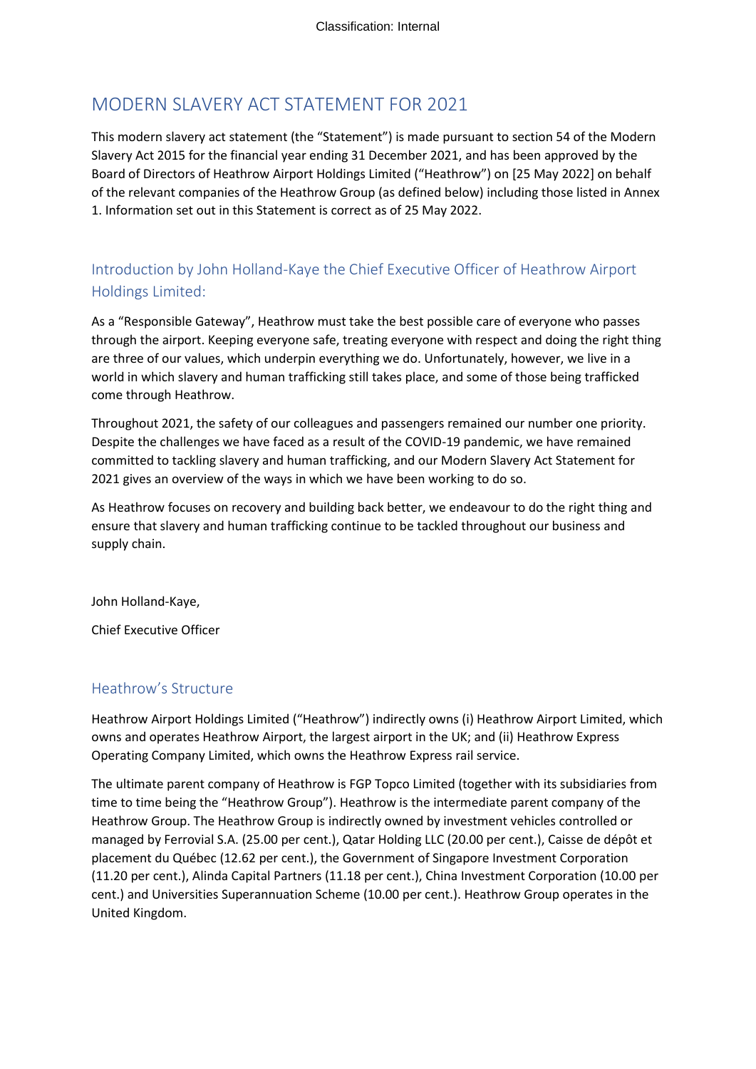# MODERN SLAVERY ACT STATEMENT FOR 2021

This modern slavery act statement (the "Statement") is made pursuant to section 54 of the Modern Slavery Act 2015 for the financial year ending 31 December 2021, and has been approved by the Board of Directors of Heathrow Airport Holdings Limited ("Heathrow") on [25 May 2022] on behalf of the relevant companies of the Heathrow Group (as defined below) including those listed in Annex 1. Information set out in this Statement is correct as of 25 May 2022.

## Introduction by John Holland-Kaye the Chief Executive Officer of Heathrow Airport Holdings Limited:

As a "Responsible Gateway", Heathrow must take the best possible care of everyone who passes through the airport. Keeping everyone safe, treating everyone with respect and doing the right thing are three of our values, which underpin everything we do. Unfortunately, however, we live in a world in which slavery and human trafficking still takes place, and some of those being trafficked come through Heathrow.

Throughout 2021, the safety of our colleagues and passengers remained our number one priority. Despite the challenges we have faced as a result of the COVID-19 pandemic, we have remained committed to tackling slavery and human trafficking, and our Modern Slavery Act Statement for 2021 gives an overview of the ways in which we have been working to do so.

As Heathrow focuses on recovery and building back better, we endeavour to do the right thing and ensure that slavery and human trafficking continue to be tackled throughout our business and supply chain.

John Holland-Kaye,

Chief Executive Officer

## Heathrow's Structure

Heathrow Airport Holdings Limited ("Heathrow") indirectly owns (i) Heathrow Airport Limited, which owns and operates Heathrow Airport, the largest airport in the UK; and (ii) Heathrow Express Operating Company Limited, which owns the Heathrow Express rail service.

The ultimate parent company of Heathrow is FGP Topco Limited (together with its subsidiaries from time to time being the "Heathrow Group"). Heathrow is the intermediate parent company of the Heathrow Group. The Heathrow Group is indirectly owned by investment vehicles controlled or managed by Ferrovial S.A. (25.00 per cent.), Qatar Holding LLC (20.00 per cent.), Caisse de dépôt et placement du Québec (12.62 per cent.), the Government of Singapore Investment Corporation (11.20 per cent.), Alinda Capital Partners (11.18 per cent.), China Investment Corporation (10.00 per cent.) and Universities Superannuation Scheme (10.00 per cent.). Heathrow Group operates in the United Kingdom.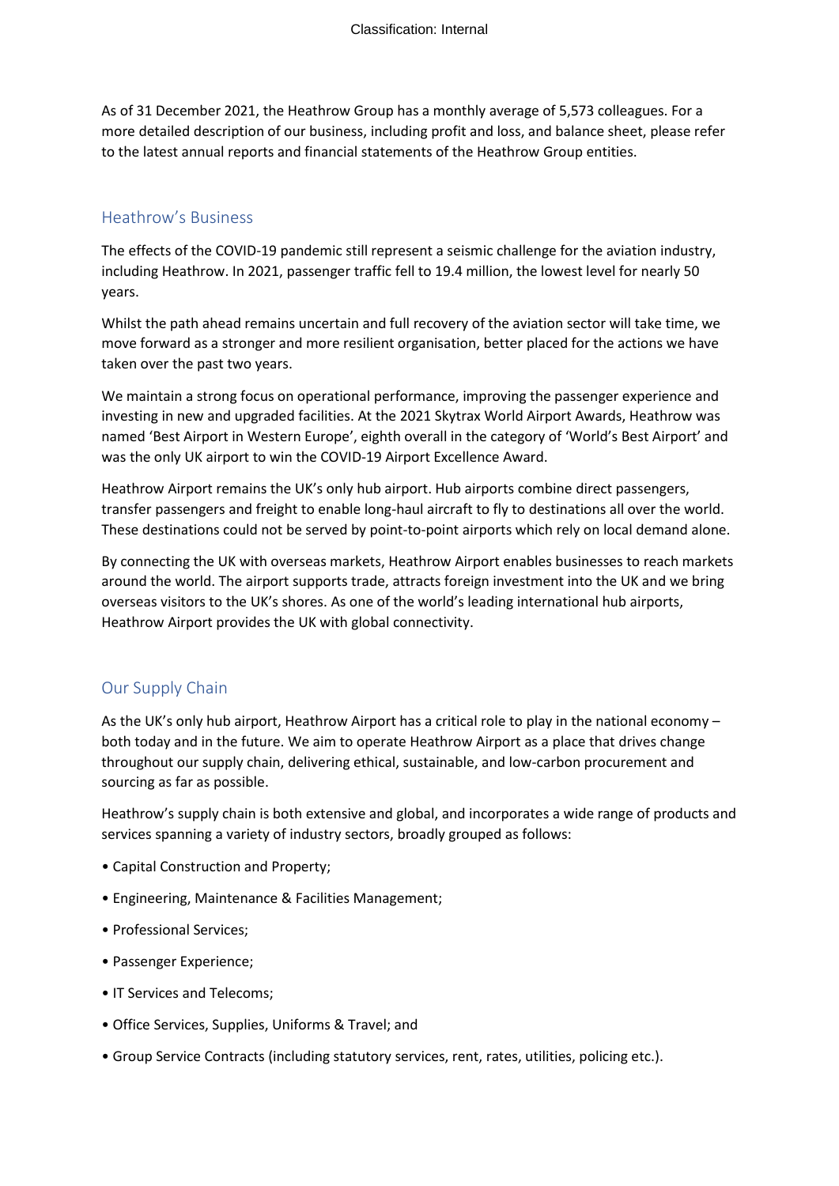As of 31 December 2021, the Heathrow Group has a monthly average of 5,573 colleagues. For a more detailed description of our business, including profit and loss, and balance sheet, please refer to the latest annual reports and financial statements of the Heathrow Group entities.

## Heathrow's Business

The effects of the COVID-19 pandemic still represent a seismic challenge for the aviation industry, including Heathrow. In 2021, passenger traffic fell to 19.4 million, the lowest level for nearly 50 years.

Whilst the path ahead remains uncertain and full recovery of the aviation sector will take time, we move forward as a stronger and more resilient organisation, better placed for the actions we have taken over the past two years.

We maintain a strong focus on operational performance, improving the passenger experience and investing in new and upgraded facilities. At the 2021 Skytrax World Airport Awards, Heathrow was named 'Best Airport in Western Europe', eighth overall in the category of 'World's Best Airport' and was the only UK airport to win the COVID-19 Airport Excellence Award.

Heathrow Airport remains the UK's only hub airport. Hub airports combine direct passengers, transfer passengers and freight to enable long-haul aircraft to fly to destinations all over the world. These destinations could not be served by point-to-point airports which rely on local demand alone.

By connecting the UK with overseas markets, Heathrow Airport enables businesses to reach markets around the world. The airport supports trade, attracts foreign investment into the UK and we bring overseas visitors to the UK's shores. As one of the world's leading international hub airports, Heathrow Airport provides the UK with global connectivity.

## Our Supply Chain

As the UK's only hub airport, Heathrow Airport has a critical role to play in the national economy – both today and in the future. We aim to operate Heathrow Airport as a place that drives change throughout our supply chain, delivering ethical, sustainable, and low-carbon procurement and sourcing as far as possible.

Heathrow's supply chain is both extensive and global, and incorporates a wide range of products and services spanning a variety of industry sectors, broadly grouped as follows:

- Capital Construction and Property;
- Engineering, Maintenance & Facilities Management;
- Professional Services;
- Passenger Experience;
- IT Services and Telecoms;
- Office Services, Supplies, Uniforms & Travel; and
- Group Service Contracts (including statutory services, rent, rates, utilities, policing etc.).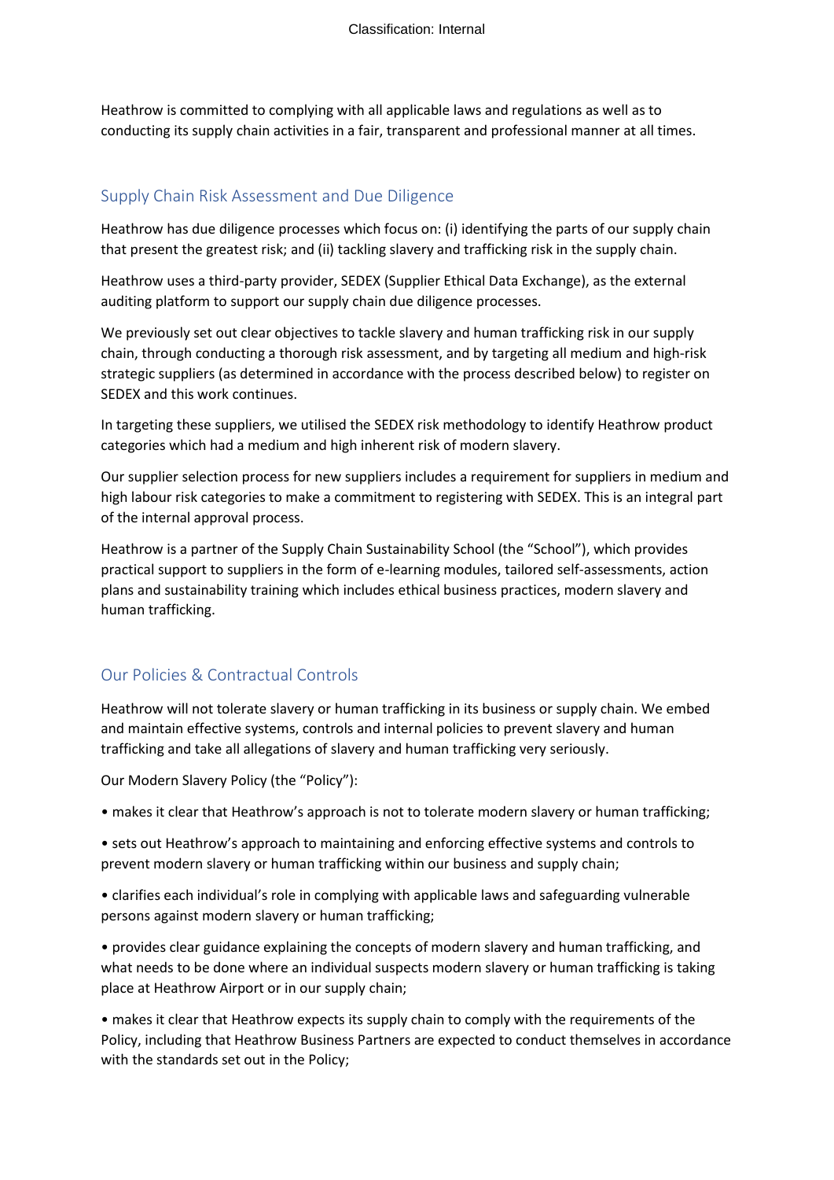Heathrow is committed to complying with all applicable laws and regulations as well as to conducting its supply chain activities in a fair, transparent and professional manner at all times.

## Supply Chain Risk Assessment and Due Diligence

Heathrow has due diligence processes which focus on: (i) identifying the parts of our supply chain that present the greatest risk; and (ii) tackling slavery and trafficking risk in the supply chain.

Heathrow uses a third-party provider, SEDEX (Supplier Ethical Data Exchange), as the external auditing platform to support our supply chain due diligence processes.

We previously set out clear objectives to tackle slavery and human trafficking risk in our supply chain, through conducting a thorough risk assessment, and by targeting all medium and high-risk strategic suppliers (as determined in accordance with the process described below) to register on SEDEX and this work continues.

In targeting these suppliers, we utilised the SEDEX risk methodology to identify Heathrow product categories which had a medium and high inherent risk of modern slavery.

Our supplier selection process for new suppliers includes a requirement for suppliers in medium and high labour risk categories to make a commitment to registering with SEDEX. This is an integral part of the internal approval process.

Heathrow is a partner of the Supply Chain Sustainability School (the "School"), which provides practical support to suppliers in the form of e-learning modules, tailored self-assessments, action plans and sustainability training which includes ethical business practices, modern slavery and human trafficking.

## Our Policies & Contractual Controls

Heathrow will not tolerate slavery or human trafficking in its business or supply chain. We embed and maintain effective systems, controls and internal policies to prevent slavery and human trafficking and take all allegations of slavery and human trafficking very seriously.

Our Modern Slavery Policy (the "Policy"):

- makes it clear that Heathrow's approach is not to tolerate modern slavery or human trafficking;
- sets out Heathrow's approach to maintaining and enforcing effective systems and controls to prevent modern slavery or human trafficking within our business and supply chain;
- clarifies each individual's role in complying with applicable laws and safeguarding vulnerable persons against modern slavery or human trafficking;
- provides clear guidance explaining the concepts of modern slavery and human trafficking, and what needs to be done where an individual suspects modern slavery or human trafficking is taking place at Heathrow Airport or in our supply chain;
- makes it clear that Heathrow expects its supply chain to comply with the requirements of the Policy, including that Heathrow Business Partners are expected to conduct themselves in accordance with the standards set out in the Policy;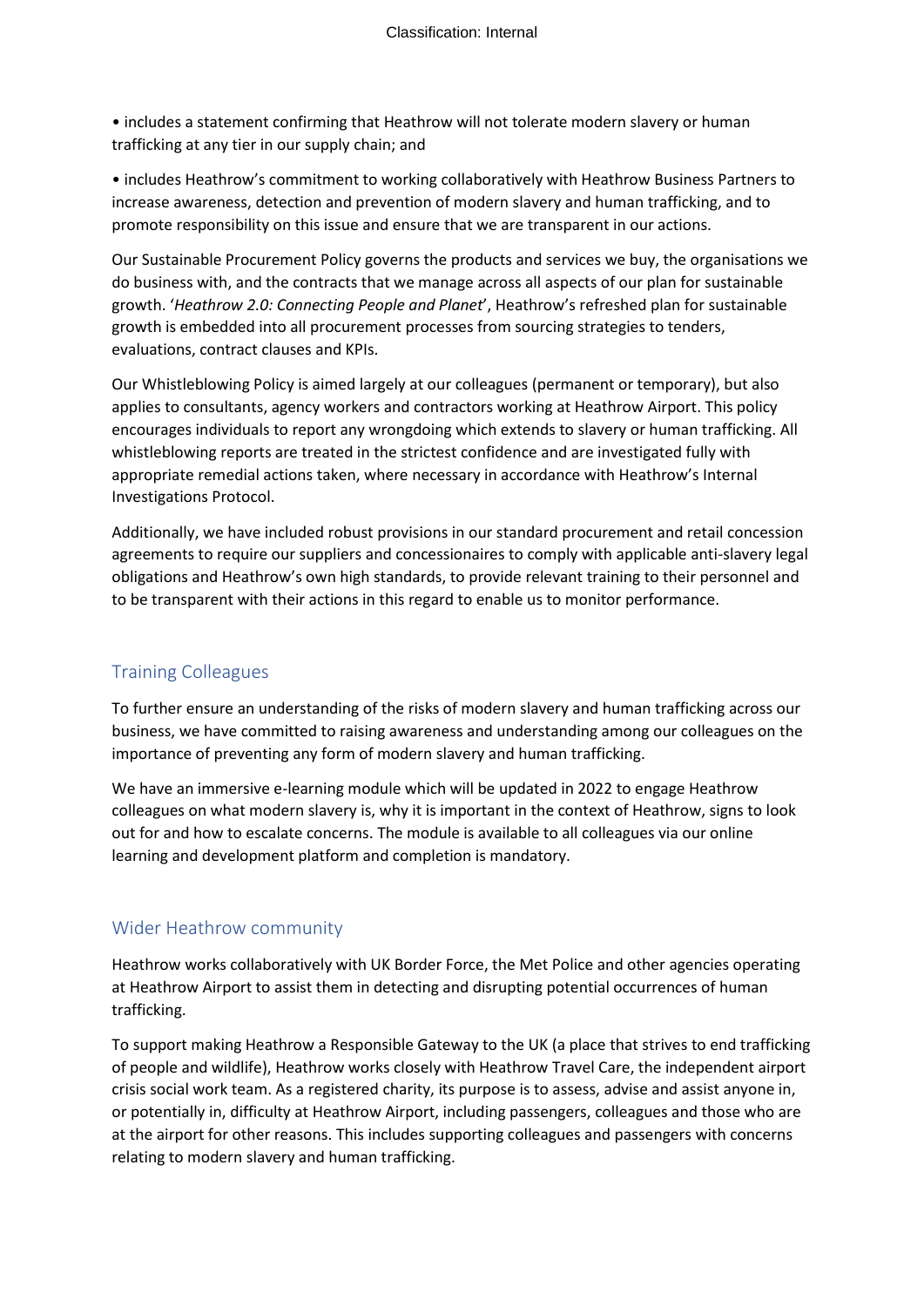• includes a statement confirming that Heathrow will not tolerate modern slavery or human trafficking at any tier in our supply chain; and

• includes Heathrow's commitment to working collaboratively with Heathrow Business Partners to increase awareness, detection and prevention of modern slavery and human trafficking, and to promote responsibility on this issue and ensure that we are transparent in our actions.

Our Sustainable Procurement Policy governs the products and services we buy, the organisations we do business with, and the contracts that we manage across all aspects of our plan for sustainable growth. '*Heathrow 2.0: Connecting People and Planet*', Heathrow's refreshed plan for sustainable growth is embedded into all procurement processes from sourcing strategies to tenders, evaluations, contract clauses and KPIs.

Our Whistleblowing Policy is aimed largely at our colleagues (permanent or temporary), but also applies to consultants, agency workers and contractors working at Heathrow Airport. This policy encourages individuals to report any wrongdoing which extends to slavery or human trafficking. All whistleblowing reports are treated in the strictest confidence and are investigated fully with appropriate remedial actions taken, where necessary in accordance with Heathrow's Internal Investigations Protocol.

Additionally, we have included robust provisions in our standard procurement and retail concession agreements to require our suppliers and concessionaires to comply with applicable anti-slavery legal obligations and Heathrow's own high standards, to provide relevant training to their personnel and to be transparent with their actions in this regard to enable us to monitor performance.

## Training Colleagues

To further ensure an understanding of the risks of modern slavery and human trafficking across our business, we have committed to raising awareness and understanding among our colleagues on the importance of preventing any form of modern slavery and human trafficking.

We have an immersive e-learning module which will be updated in 2022 to engage Heathrow colleagues on what modern slavery is, why it is important in the context of Heathrow, signs to look out for and how to escalate concerns. The module is available to all colleagues via our online learning and development platform and completion is mandatory.

## Wider Heathrow community

Heathrow works collaboratively with UK Border Force, the Met Police and other agencies operating at Heathrow Airport to assist them in detecting and disrupting potential occurrences of human trafficking.

To support making Heathrow a Responsible Gateway to the UK (a place that strives to end trafficking of people and wildlife), Heathrow works closely with Heathrow Travel Care, the independent airport crisis social work team. As a registered charity, its purpose is to assess, advise and assist anyone in, or potentially in, difficulty at Heathrow Airport, including passengers, colleagues and those who are at the airport for other reasons. This includes supporting colleagues and passengers with concerns relating to modern slavery and human trafficking.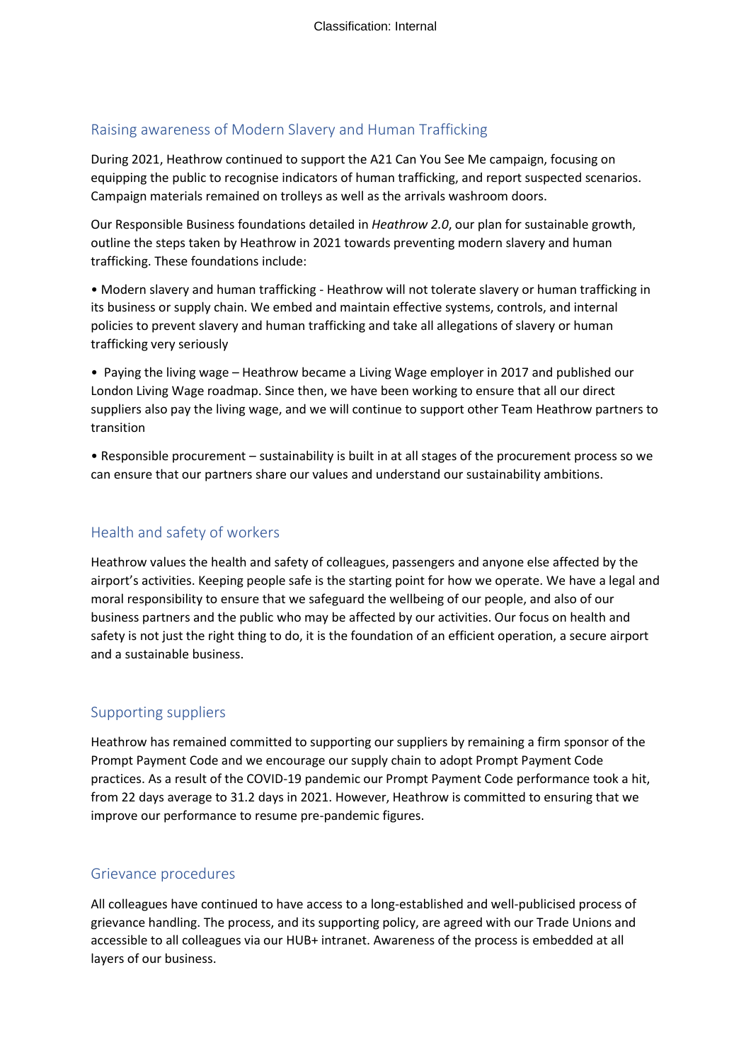## Raising awareness of Modern Slavery and Human Trafficking

During 2021, Heathrow continued to support the A21 Can You See Me campaign, focusing on equipping the public to recognise indicators of human trafficking, and report suspected scenarios. Campaign materials remained on trolleys as well as the arrivals washroom doors.

Our Responsible Business foundations detailed in *Heathrow 2.0*, our plan for sustainable growth, outline the steps taken by Heathrow in 2021 towards preventing modern slavery and human trafficking. These foundations include:

- Modern slavery and human trafficking - Heathrow will not tolerate slavery or human trafficking in its business or supply chain. We embed and maintain effective systems, controls, and internal policies to prevent slavery and human trafficking and take all allegations of slavery or human trafficking very seriously

- Paying the living wage – Heathrow became a Living Wage employer in 2017 and published our London Living Wage roadmap. Since then, we have been working to ensure that all our direct suppliers also pay the living wage, and we will continue to support other Team Heathrow partners to transition

- Responsible procurement – sustainability is built in at all stages of the procurement process so we can ensure that our partners share our values and understand our sustainability ambitions.

## Health and safety of workers

Heathrow values the health and safety of colleagues, passengers and anyone else affected by the airport's activities. Keeping people safe is the starting point for how we operate. We have a legal and moral responsibility to ensure that we safeguard the wellbeing of our people, and also of our business partners and the public who may be affected by our activities. Our focus on health and safety is not just the right thing to do, it is the foundation of an efficient operation, a secure airport and a sustainable business.

## Supporting suppliers

Heathrow has remained committed to supporting our suppliers by remaining a firm sponsor of the Prompt Payment Code and we encourage our supply chain to adopt Prompt Payment Code practices. As a result of the COVID-19 pandemic our Prompt Payment Code performance took a hit, from 22 days average to 31.2 days in 2021. However, Heathrow is committed to ensuring that we improve our performance to resume pre-pandemic figures.

## Grievance procedures

All colleagues have continued to have access to a long-established and well-publicised process of grievance handling. The process, and its supporting policy, are agreed with our Trade Unions and accessible to all colleagues via our HUB+ intranet. Awareness of the process is embedded at all layers of our business.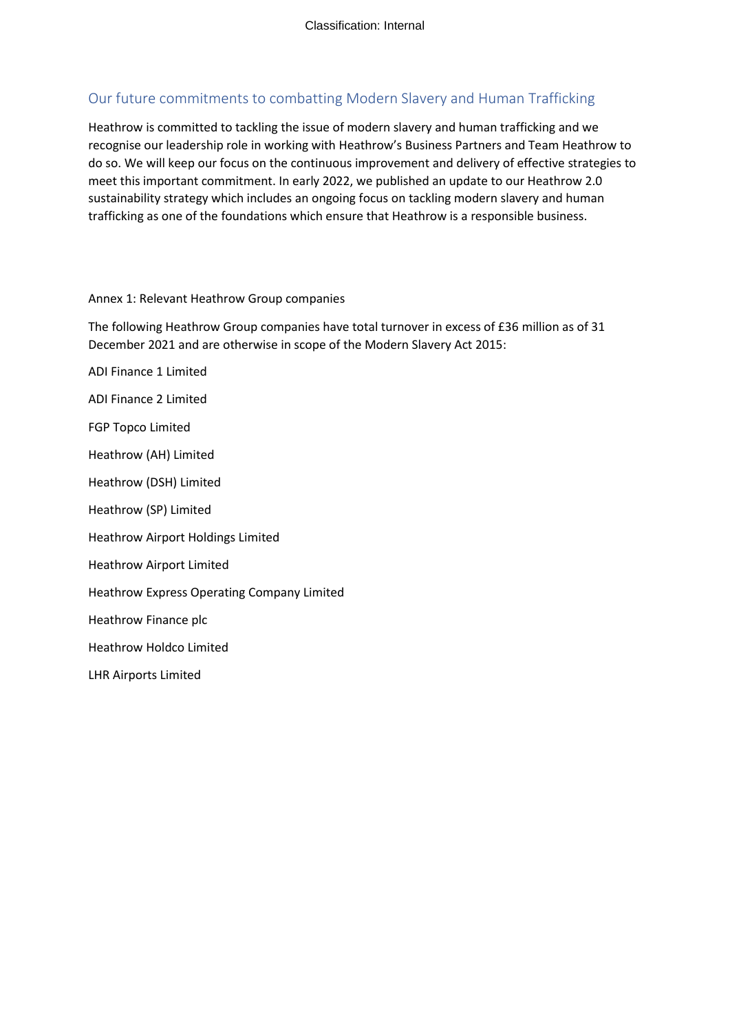## Our future commitments to combatting Modern Slavery and Human Trafficking

Heathrow is committed to tackling the issue of modern slavery and human trafficking and we recognise our leadership role in working with Heathrow's Business Partners and Team Heathrow to do so. We will keep our focus on the continuous improvement and delivery of effective strategies to meet this important commitment. In early 2022, we published an update to our Heathrow 2.0 sustainability strategy which includes an ongoing focus on tackling modern slavery and human trafficking as one of the foundations which ensure that Heathrow is a responsible business.

Annex 1: Relevant Heathrow Group companies

The following Heathrow Group companies have total turnover in excess of £36 million as of 31 December 2021 and are otherwise in scope of the Modern Slavery Act 2015:

ADI Finance 1 Limited

ADI Finance 2 Limited

FGP Topco Limited

Heathrow (AH) Limited

Heathrow (DSH) Limited

Heathrow (SP) Limited

Heathrow Airport Holdings Limited

Heathrow Airport Limited

Heathrow Express Operating Company Limited

Heathrow Finance plc

Heathrow Holdco Limited

LHR Airports Limited